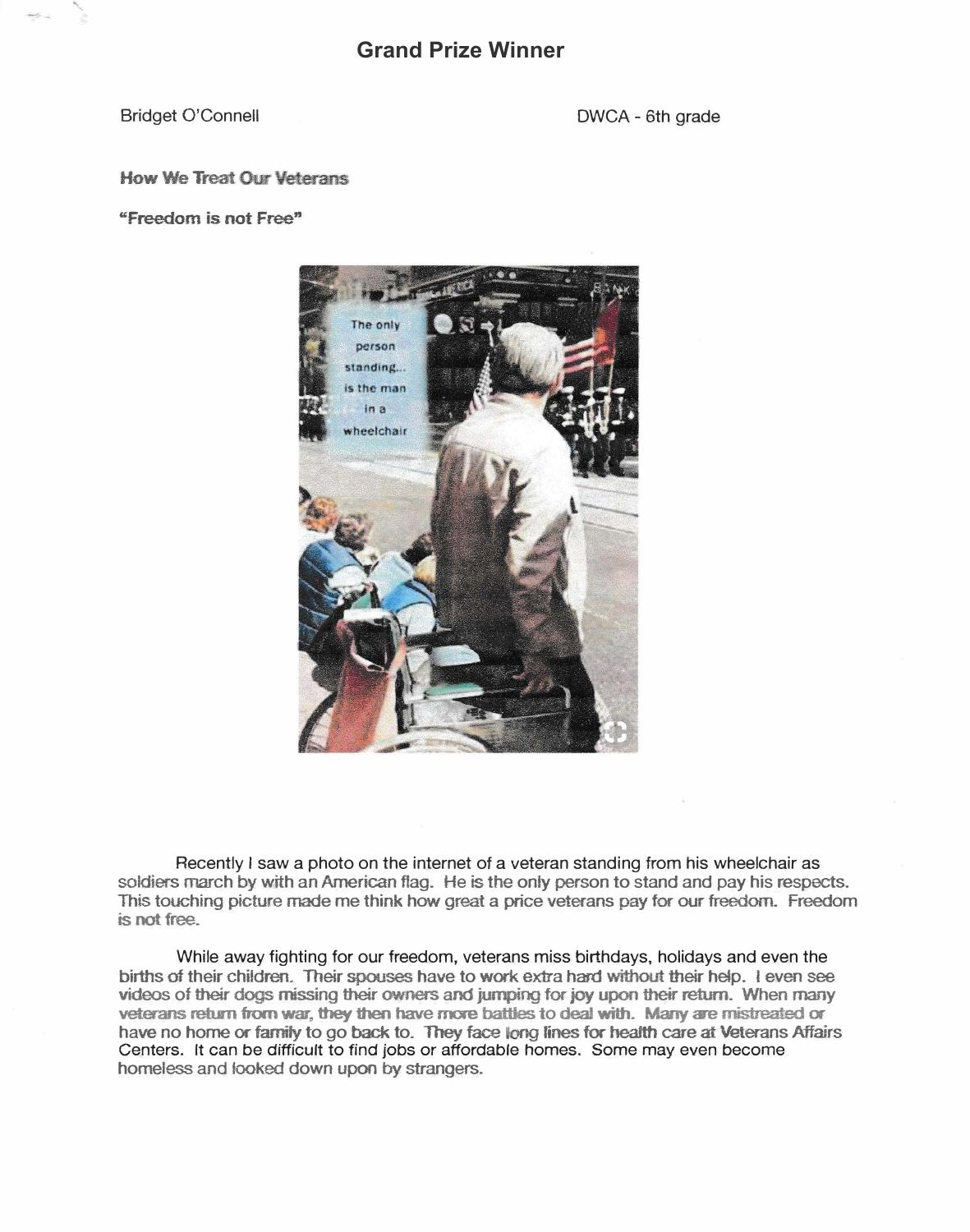## Grand Prize Winner

Bridget O'Connell

DWCA - 6th grade

**How We Treat Our Veterans**

**"Freedom is not Free"**

Recently I saw a photo on the internet of a veteran standing from his wheelchair as soldiers march by with an American flag. He is the only person to stand and pay his respects. This touching picture made me think how great a price veterans pay for our freedom. Freedom is not free.

While away fighting for our freedom, veterans miss birthdays, holidays and even the births of their children. Their spouses have to work extra hard without their help. I even see videos of their dogs missing their owners and jumping for joy upon their return. When many veterans return from war, they then have more battles to deal with. Many are mistreated or have no home or family to go back to. They face long lines for health care at Veterans Affairs Centers. It can be difficult to find jobs or affordable homes. Some may even become homeless and looked down upon by strangers.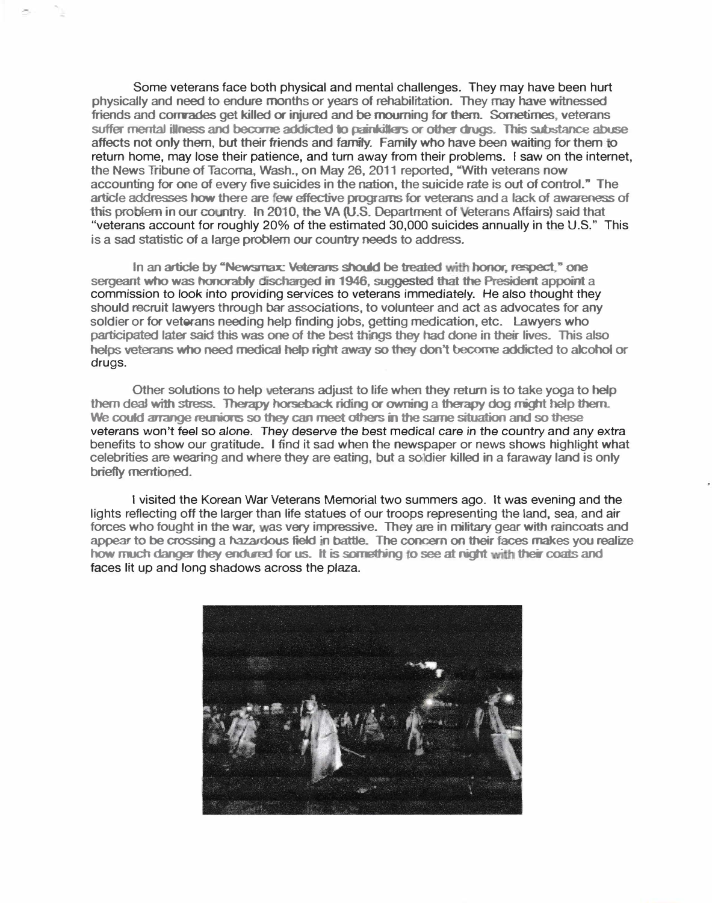Some veterans face both physical and mental challenges. They may have been hurt physically and need to endure months or years of rehabilitation. They may have witnessed friends and comrades get killed or injured and be mourning for them. Sometimes, veterans suffer mental illness and become addicted to painkillers or other drugs. This substance abuse affects not only them, but their friends and family. Family who have been waiting for them to return home, may lose their patience, and turn away from their problems. I saw on the internet, the News Tribune of Tacoma, Wash., on May 26, 2011 reported, "With veterans now accounting for one of every five suicides in the nation, the suicide rate is out of control." The article addresses how there are few effective programs for veterans and a lack of awareness of this problem in our country. In 2010, the VA (U.S. Department of Veterans Affairs) said that "veterans account for roughly 20% of the estimated 30,000 suicides annually in the U.S." This is a sad statistic of a large problem our country needs to address.

In an article by "Newsmax: Veterans should be treated with honor, respect," one sergeant who was honorably discharged in 1946, suggested that the President appoint a commission to look into providing services to veterans immediately. He also thought they should recruit lawyers through bar associations, to volunteer and act as advocates for any soldier or for veterans needing help finding jobs, getting medication, etc. Lawyers who participated later said this was one of the best things they had done in their lives. This also helps veterans who need medical help right away so they don't become addicted to alcohol or drugs.

Other solutions to help veterans adjust to life when they return is to take yoga to help them deal with stress. Therapy horseback riding or owning a therapy dog might help them. We could arrange reunions so they can meet others in the same situation and so these veterans won't feel so alone. They deserve the best medical care in the country and any extra benefits to show our gratitude. I find it sad when the newspaper or news shows highlight what celebrities are wearing and where they are eating, but a soldier killed in a faraway land is only briefly mentioned.

I visited the Korean War Veterans Memorial two summers ago. It was evening and the lights reflecting off the larger than life statues of our troops representing the land, sea, and air forces who fought in the war, was very impressive. They are in military gear with raincoats and appear to be crossing a hazardous field in battle. The concern on their faces makes you realize how much danger they endured for us. It is something to see at night with their coats and faces lit up and long shadows across the plaza.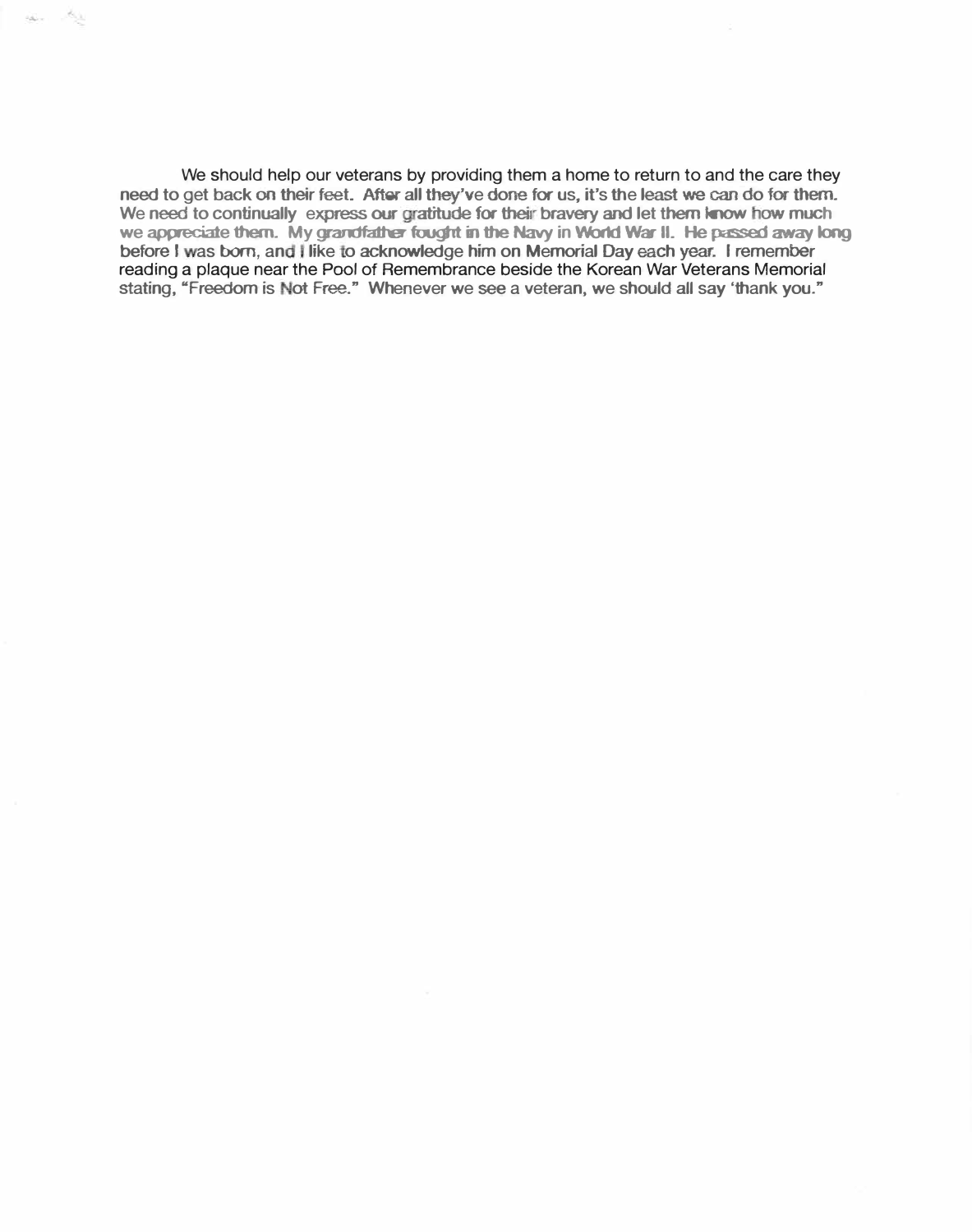We should help our veterans by providing them a home to return to and the care they need to get back on their feet. After all they've done for us, it's the least we can do for them. We need to continually express our gratitude for their bravery and let them know how much we appreciate them. My grandfather fought in the Navy in World War II. He passed away long before I was born, and I like to acknowledge him on Memorial Day each year. I remember reading a plaque near the Pool of Remembrance beside the Korean War Veterans Memorial stating, "Freedom is Not Free." Whenever we see a veteran, we should all say 'thank you."